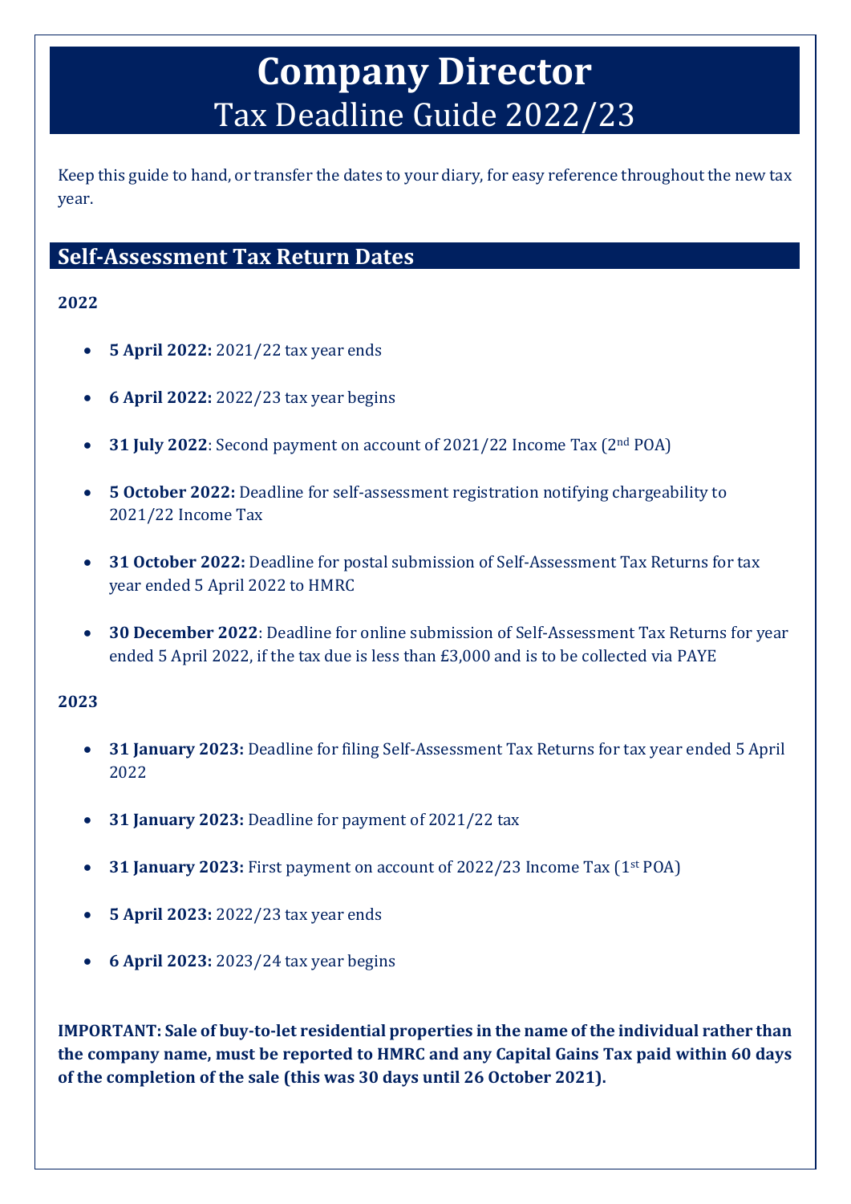# Company Director
## Tax Deadline Guide 2022/23

Keep this guide to hand, or transfer the dates to your diary, for easy reference throughout the new tax year.

## Self-Assessment Tax Return Dates

**2022**

- **5 April 2022:** 2021/22 tax year ends
- **6 April 2022:** 2022/23 tax year begins
- **31 July 2022**: Second payment on account of 2021/22 Income Tax (2nd POA)
- **5 October 2022:** Deadline for self-assessment registration notifying chargeability to 2021/22 Income Tax
- **31 October 2022:** Deadline for postal submission of Self-Assessment Tax Returns for tax year ended 5 April 2022 to HMRC
- **30 December 2022**: Deadline for online submission of Self-Assessment Tax Returns for year ended 5 April 2022, if the tax due is less than £3,000 and is to be collected via PAYE

**2023**

- **31 January 2023:** Deadline for filing Self-Assessment Tax Returns for tax year ended 5 April 2022
- **31 January 2023:** Deadline for payment of 2021/22 tax
- **31 January 2023:** First payment on account of 2022/23 Income Tax (1st POA)
- **5 April 2023:** 2022/23 tax year ends
- **6 April 2023:** 2023/24 tax year begins

**IMPORTANT: Sale of buy-to-let residential properties in the name of the individual rather than the company name, must be reported to HMRC and any Capital Gains Tax paid within 60 days of the completion of the sale (this was 30 days until 26 October 2021).**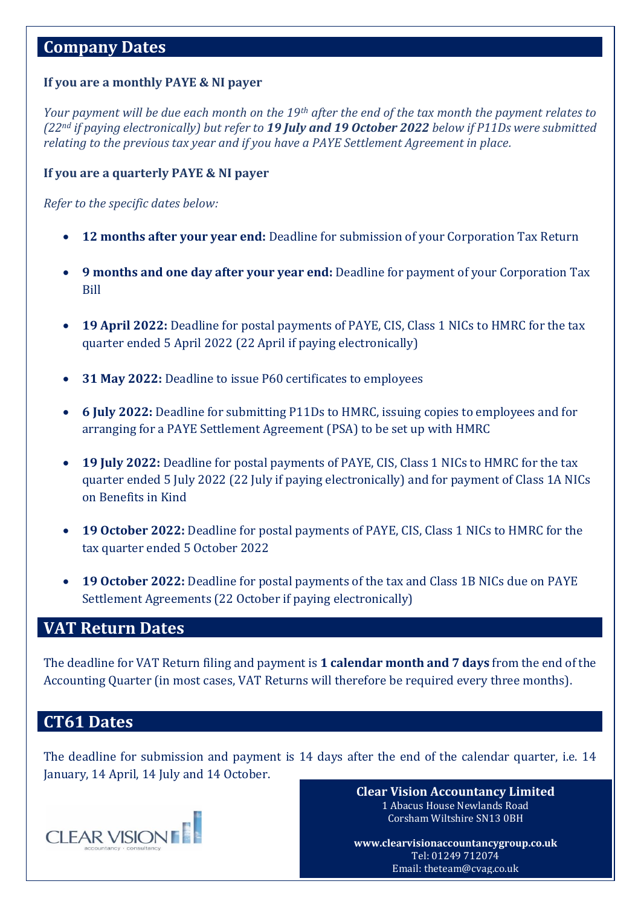## Company Dates

**If you are a monthly PAYE & NI payer**

*Your payment will be due each month on the 19th after the end of the tax month the payment relates to (22nd if paying electronically) but refer to **19 July and 19 October 2022** below if P11Ds were submitted relating to the previous tax year and if you have a PAYE Settlement Agreement in place.*

**If you are a quarterly PAYE & NI payer**

*Refer to the specific dates below:*

- **12 months after your year end:** Deadline for submission of your Corporation Tax Return
- **9 months and one day after your year end:** Deadline for payment of your Corporation Tax Bill
- **19 April 2022:** Deadline for postal payments of PAYE, CIS, Class 1 NICs to HMRC for the tax quarter ended 5 April 2022 (22 April if paying electronically)
- **31 May 2022:** Deadline to issue P60 certificates to employees
- **6 July 2022:** Deadline for submitting P11Ds to HMRC, issuing copies to employees and for arranging for a PAYE Settlement Agreement (PSA) to be set up with HMRC
- **19 July 2022:** Deadline for postal payments of PAYE, CIS, Class 1 NICs to HMRC for the tax quarter ended 5 July 2022 (22 July if paying electronically) and for payment of Class 1A NICs on Benefits in Kind
- **19 October 2022:** Deadline for postal payments of PAYE, CIS, Class 1 NICs to HMRC for the tax quarter ended 5 October 2022
- **19 October 2022:** Deadline for postal payments of the tax and Class 1B NICs due on PAYE Settlement Agreements (22 October if paying electronically)

## VAT Return Dates

The deadline for VAT Return filing and payment is **1 calendar month and 7 days** from the end of the Accounting Quarter (in most cases, VAT Returns will therefore be required every three months).

## CT61 Dates

The deadline for submission and payment is 14 days after the end of the calendar quarter, i.e. 14 January, 14 April, 14 July and 14 October.

CLEAR VISION
accountancy · consultancy

**Clear Vision Accountancy Limited**
1 Abacus House Newlands Road
Corsham Wiltshire SN13 0BH

**www.clearvisionaccountancygroup.co.uk**
Tel: 01249 712074
Email: theteam@cvag.co.uk